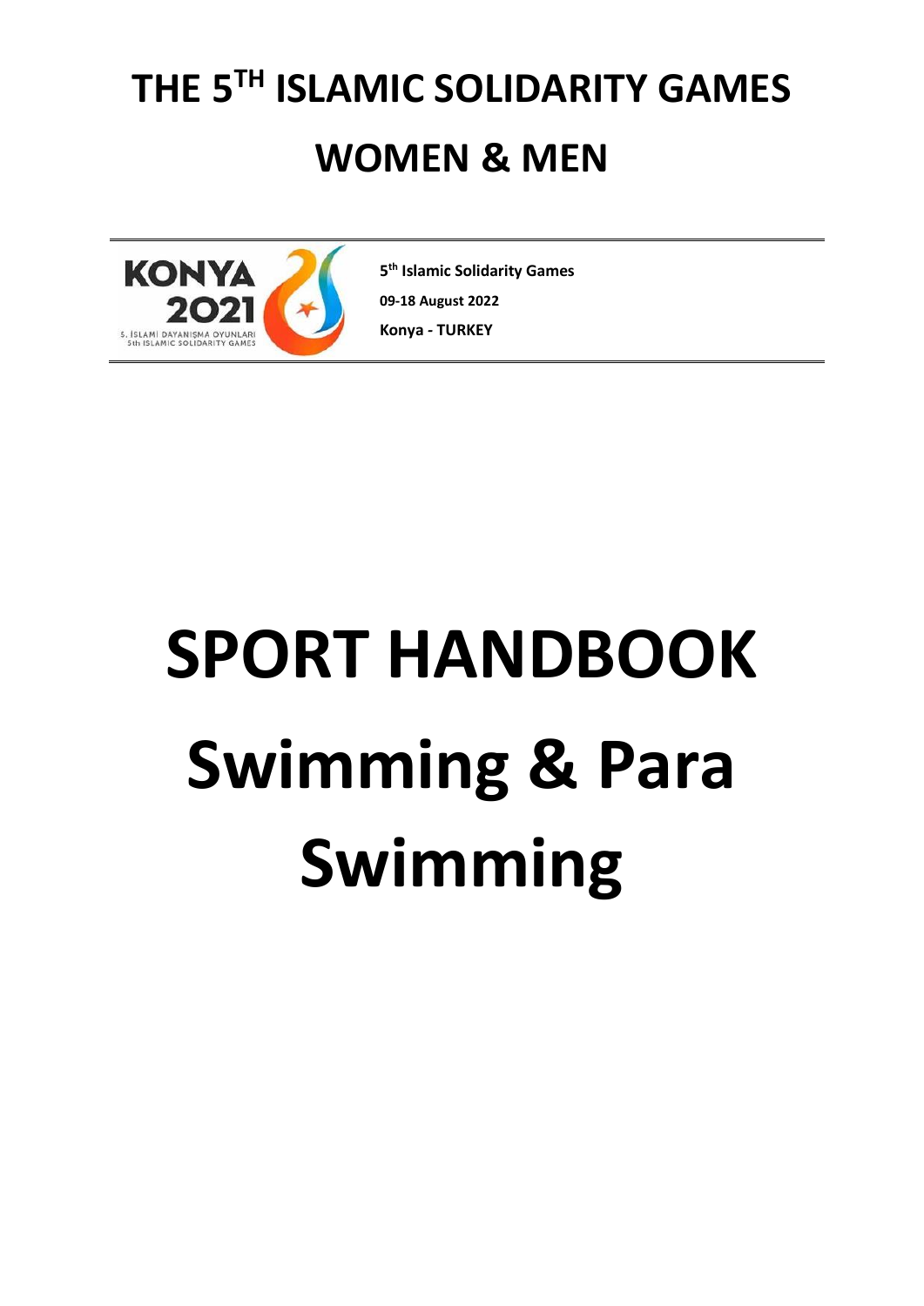# THE 5TH ISLAMIC SOLIDARITY GAMES

# WOMEN & MEN

**5th Islamic Solidarity Games**

**09-18 August 2022**

**Konya - TURKEY**

# SPORT HANDBOOK

# Swimming & Para Swimming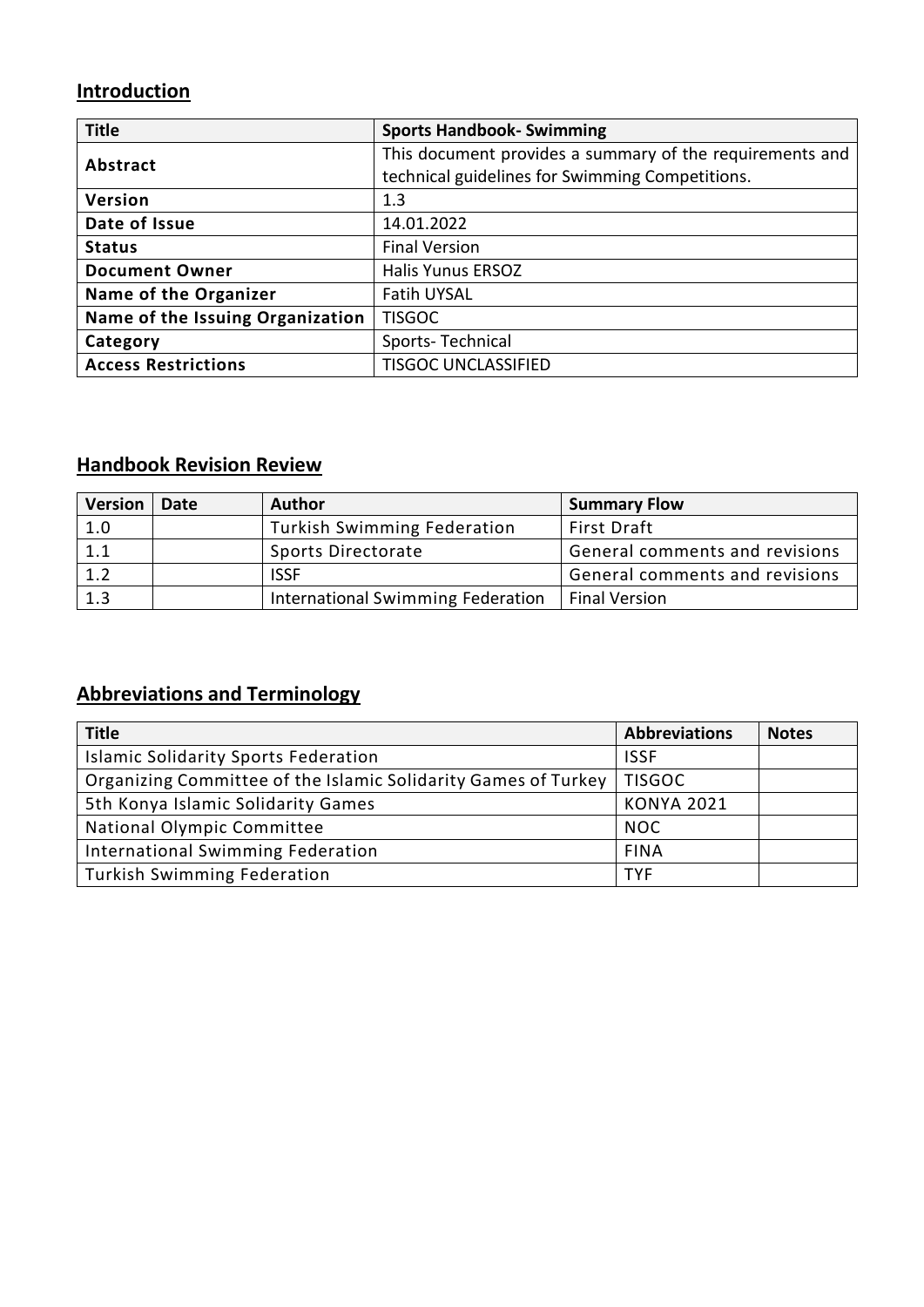## Introduction

| Title | Sports Handbook- Swimming |
| --- | --- |
| Abstract | This document provides a summary of the requirements and technical guidelines for Swimming Competitions. |
| Version | 1.3 |
| Date of Issue | 14.01.2022 |
| Status | Final Version |
| Document Owner | Halis Yunus ERSOZ |
| Name of the Organizer | Fatih UYSAL |
| Name of the Issuing Organization | TISGOC |
| Category | Sports- Technical |
| Access Restrictions | TISGOC UNCLASSIFIED |

## Handbook Revision Review

| Version | Date | Author | Summary Flow |
| --- | --- | --- | --- |
| 1.0 | | Turkish Swimming Federation | First Draft |
| 1.1 | | Sports Directorate | General comments and revisions |
| 1.2 | | ISSF | General comments and revisions |
| 1.3 | | International Swimming Federation | Final Version |

## Abbreviations and Terminology

| Title | Abbreviations | Notes |
| --- | --- | --- |
| Islamic Solidarity Sports Federation | ISSF | |
| Organizing Committee of the Islamic Solidarity Games of Turkey | TISGOC | |
| 5th Konya Islamic Solidarity Games | KONYA 2021 | |
| National Olympic Committee | NOC | |
| International Swimming Federation | FINA | |
| Turkish Swimming Federation | TYF | |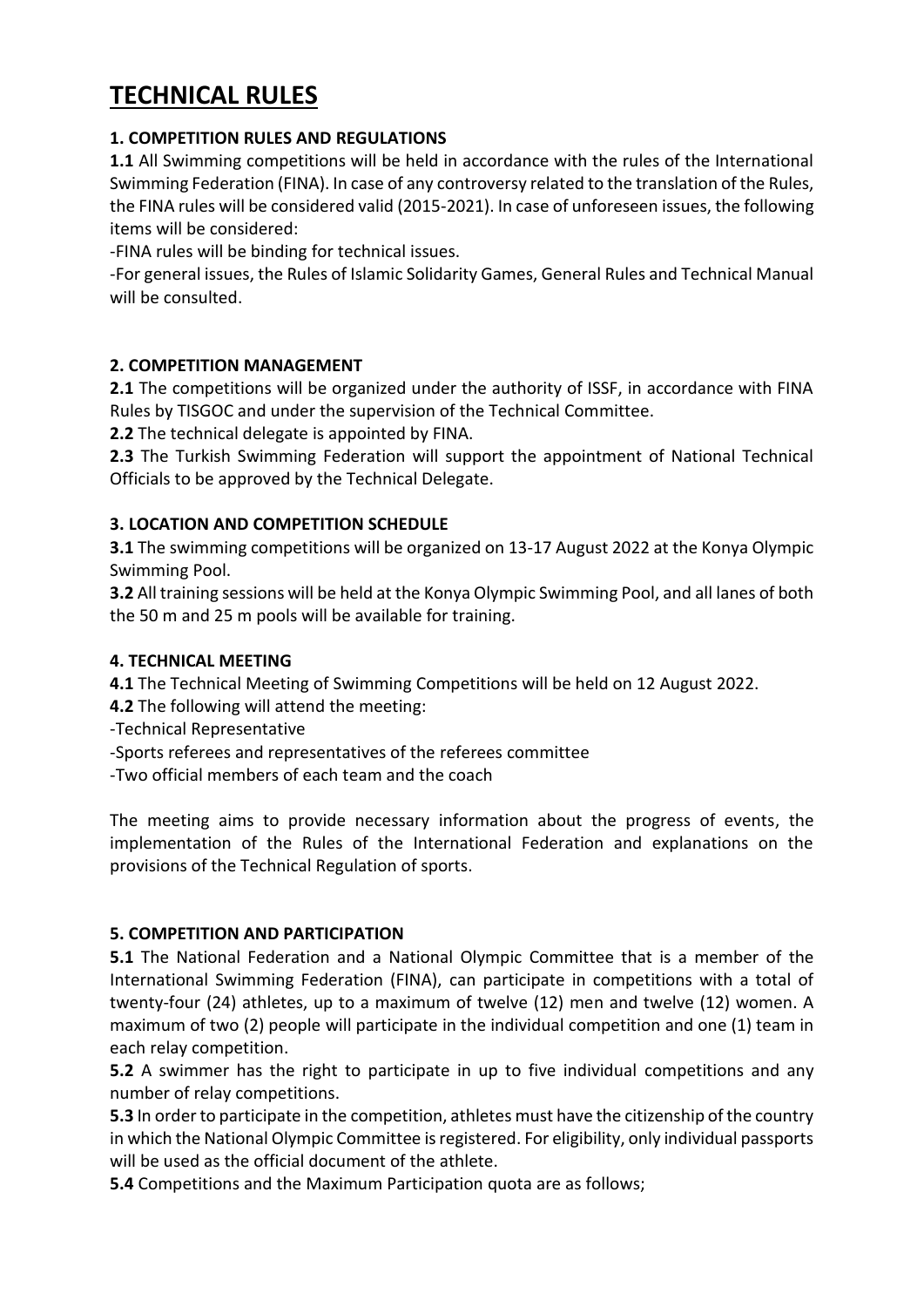# TECHNICAL RULES

**1. COMPETITION RULES AND REGULATIONS**

**1.1** All Swimming competitions will be held in accordance with the rules of the International Swimming Federation (FINA). In case of any controversy related to the translation of the Rules, the FINA rules will be considered valid (2015-2021). In case of unforeseen issues, the following items will be considered:

-FINA rules will be binding for technical issues.

-For general issues, the Rules of Islamic Solidarity Games, General Rules and Technical Manual will be consulted.

**2. COMPETITION MANAGEMENT**

**2.1** The competitions will be organized under the authority of ISSF, in accordance with FINA Rules by TISGOC and under the supervision of the Technical Committee.

**2.2** The technical delegate is appointed by FINA.

**2.3** The Turkish Swimming Federation will support the appointment of National Technical Officials to be approved by the Technical Delegate.

**3. LOCATION AND COMPETITION SCHEDULE**

**3.1** The swimming competitions will be organized on 13-17 August 2022 at the Konya Olympic Swimming Pool.

**3.2** All training sessions will be held at the Konya Olympic Swimming Pool, and all lanes of both the 50 m and 25 m pools will be available for training.

**4. TECHNICAL MEETING**

**4.1** The Technical Meeting of Swimming Competitions will be held on 12 August 2022.

**4.2** The following will attend the meeting:

-Technical Representative

-Sports referees and representatives of the referees committee

-Two official members of each team and the coach

The meeting aims to provide necessary information about the progress of events, the implementation of the Rules of the International Federation and explanations on the provisions of the Technical Regulation of sports.

**5. COMPETITION AND PARTICIPATION**

**5.1** The National Federation and a National Olympic Committee that is a member of the International Swimming Federation (FINA), can participate in competitions with a total of twenty-four (24) athletes, up to a maximum of twelve (12) men and twelve (12) women. A maximum of two (2) people will participate in the individual competition and one (1) team in each relay competition.

**5.2** A swimmer has the right to participate in up to five individual competitions and any number of relay competitions.

**5.3** In order to participate in the competition, athletes must have the citizenship of the country in which the National Olympic Committee is registered. For eligibility, only individual passports will be used as the official document of the athlete.

**5.4** Competitions and the Maximum Participation quota are as follows;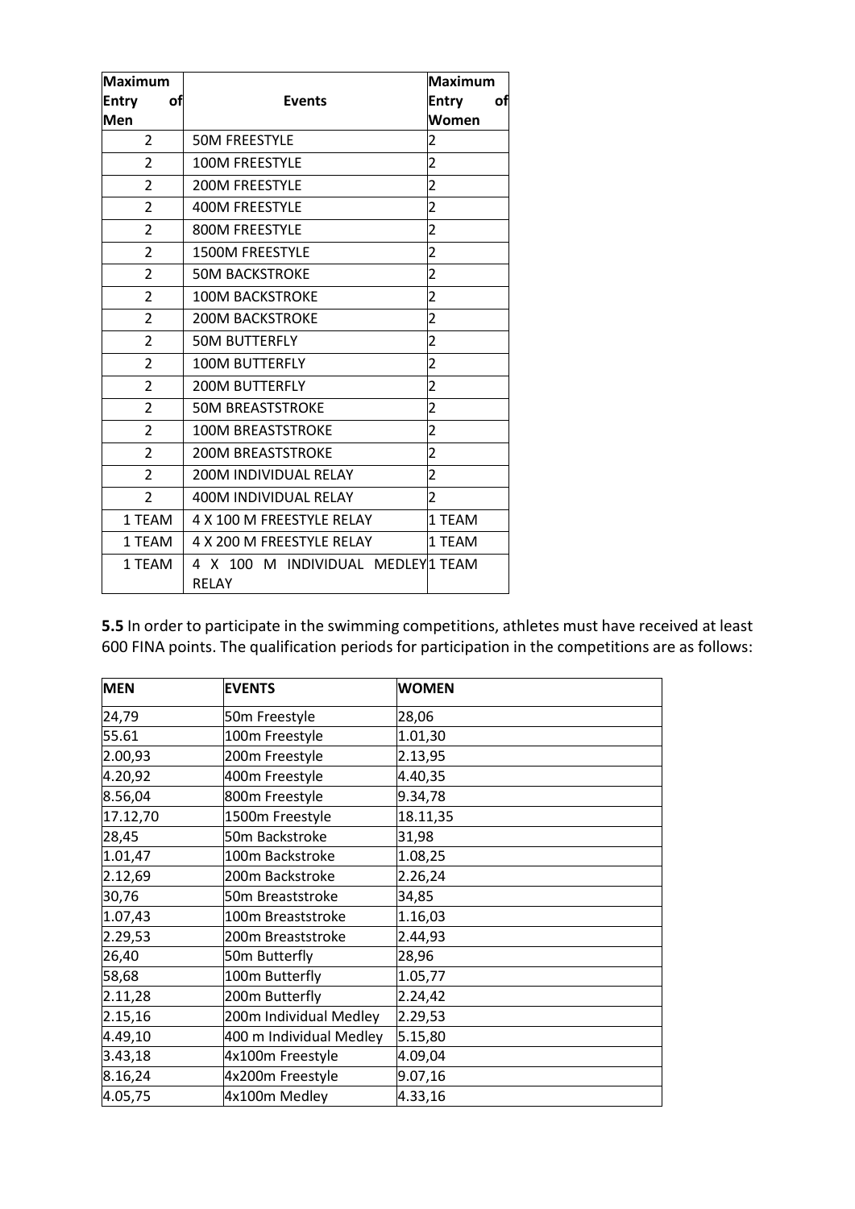| Maximum Entry of Men | Events | Maximum Entry of Women |
|---|---|---|
| 2 | 50M FREESTYLE | 2 |
| 2 | 100M FREESTYLE | 2 |
| 2 | 200M FREESTYLE | 2 |
| 2 | 400M FREESTYLE | 2 |
| 2 | 800M FREESTYLE | 2 |
| 2 | 1500M FREESTYLE | 2 |
| 2 | 50M BACKSTROKE | 2 |
| 2 | 100M BACKSTROKE | 2 |
| 2 | 200M BACKSTROKE | 2 |
| 2 | 50M BUTTERFLY | 2 |
| 2 | 100M BUTTERFLY | 2 |
| 2 | 200M BUTTERFLY | 2 |
| 2 | 50M BREASTSTROKE | 2 |
| 2 | 100M BREASTSTROKE | 2 |
| 2 | 200M BREASTSTROKE | 2 |
| 2 | 200M INDIVIDUAL RELAY | 2 |
| 2 | 400M INDIVIDUAL RELAY | 2 |
| 1 TEAM | 4 X 100 M FREESTYLE RELAY | 1 TEAM |
| 1 TEAM | 4 X 200 M FREESTYLE RELAY | 1 TEAM |
| 1 TEAM | 4 X 100 M INDIVIDUAL MEDLEY RELAY | 1 TEAM |

**5.5** In order to participate in the swimming competitions, athletes must have received at least 600 FINA points. The qualification periods for participation in the competitions are as follows:

| MEN | EVENTS | WOMEN |
|---|---|---|
| 24,79 | 50m Freestyle | 28,06 |
| 55.61 | 100m Freestyle | 1.01,30 |
| 2.00,93 | 200m Freestyle | 2.13,95 |
| 4.20,92 | 400m Freestyle | 4.40,35 |
| 8.56,04 | 800m Freestyle | 9.34,78 |
| 17.12,70 | 1500m Freestyle | 18.11,35 |
| 28,45 | 50m Backstroke | 31,98 |
| 1.01,47 | 100m Backstroke | 1.08,25 |
| 2.12,69 | 200m Backstroke | 2.26,24 |
| 30,76 | 50m Breaststroke | 34,85 |
| 1.07,43 | 100m Breaststroke | 1.16,03 |
| 2.29,53 | 200m Breaststroke | 2.44,93 |
| 26,40 | 50m Butterfly | 28,96 |
| 58,68 | 100m Butterfly | 1.05,77 |
| 2.11,28 | 200m Butterfly | 2.24,42 |
| 2.15,16 | 200m Individual Medley | 2.29,53 |
| 4.49,10 | 400 m Individual Medley | 5.15,80 |
| 3.43,18 | 4x100m Freestyle | 4.09,04 |
| 8.16,24 | 4x200m Freestyle | 9.07,16 |
| 4.05,75 | 4x100m Medley | 4.33,16 |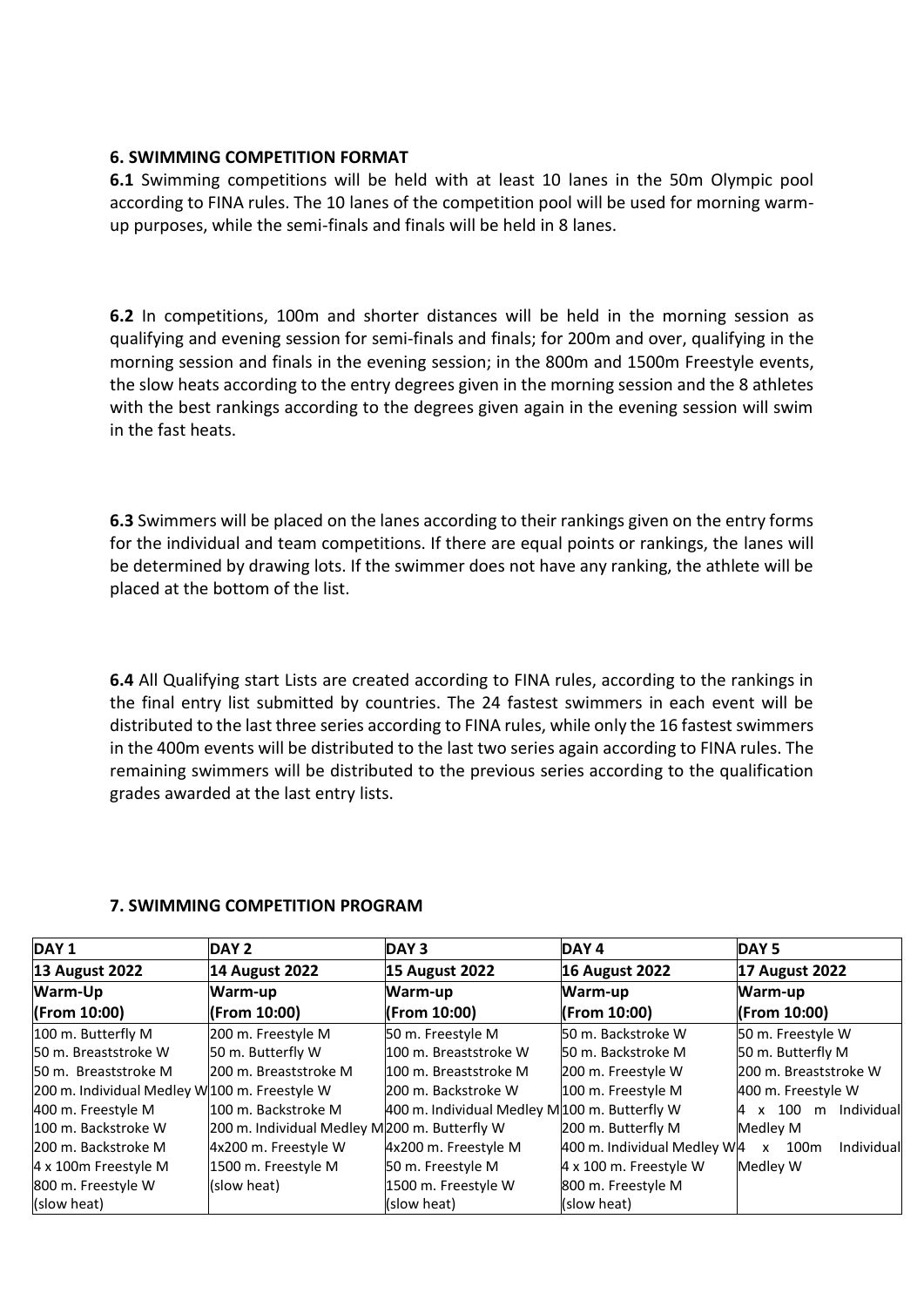### 6. SWIMMING COMPETITION FORMAT

**6.1** Swimming competitions will be held with at least 10 lanes in the 50m Olympic pool according to FINA rules. The 10 lanes of the competition pool will be used for morning warm-up purposes, while the semi-finals and finals will be held in 8 lanes.

**6.2** In competitions, 100m and shorter distances will be held in the morning session as qualifying and evening session for semi-finals and finals; for 200m and over, qualifying in the morning session and finals in the evening session; in the 800m and 1500m Freestyle events, the slow heats according to the entry degrees given in the morning session and the 8 athletes with the best rankings according to the degrees given again in the evening session will swim in the fast heats.

**6.3** Swimmers will be placed on the lanes according to their rankings given on the entry forms for the individual and team competitions. If there are equal points or rankings, the lanes will be determined by drawing lots. If the swimmer does not have any ranking, the athlete will be placed at the bottom of the list.

**6.4** All Qualifying start Lists are created according to FINA rules, according to the rankings in the final entry list submitted by countries. The 24 fastest swimmers in each event will be distributed to the last three series according to FINA rules, while only the 16 fastest swimmers in the 400m events will be distributed to the last two series again according to FINA rules. The remaining swimmers will be distributed to the previous series according to the qualification grades awarded at the last entry lists.

### 7. SWIMMING COMPETITION PROGRAM

| DAY 1 | DAY 2 | DAY 3 | DAY 4 | DAY 5 |
|---|---|---|---|---|
| **13 August 2022** | **14 August 2022** | **15 August 2022** | **16 August 2022** | **17 August 2022** |
| **Warm-Up (From 10:00)** | **Warm-up (From 10:00)** | **Warm-up (From 10:00)** | **Warm-up (From 10:00)** | **Warm-up (From 10:00)** |
| 100 m. Butterfly M | 200 m. Freestyle M | 50 m. Freestyle M | 50 m. Backstroke W | 50 m. Freestyle W |
| 50 m. Breaststroke W | 50 m. Butterfly W | 100 m. Breaststroke W | 50 m. Backstroke M | 50 m. Butterfly M |
| 50 m. Breaststroke M | 200 m. Breaststroke M | 100 m. Breaststroke M | 200 m. Freestyle W | 200 m. Breaststroke W |
| 200 m. Individual Medley W | 100 m. Freestyle W | 200 m. Backstroke W | 100 m. Freestyle M | 400 m. Freestyle W |
| 400 m. Freestyle M | 100 m. Backstroke M | 400 m. Individual Medley M | 100 m. Butterfly W | 4 x 100 m Individual Medley M |
| 100 m. Backstroke W | 200 m. Individual Medley M | 200 m. Butterfly W | 200 m. Butterfly M | 4 x 100m Individual Medley W |
| 200 m. Backstroke M | 4x200 m. Freestyle W | 4x200 m. Freestyle M | 400 m. Individual Medley W | |
| 4 x 100m Freestyle M | 1500 m. Freestyle M (slow heat) | 50 m. Freestyle M | 4 x 100 m. Freestyle W | |
| 800 m. Freestyle W (slow heat) | | 1500 m. Freestyle W (slow heat) | 800 m. Freestyle M (slow heat) | |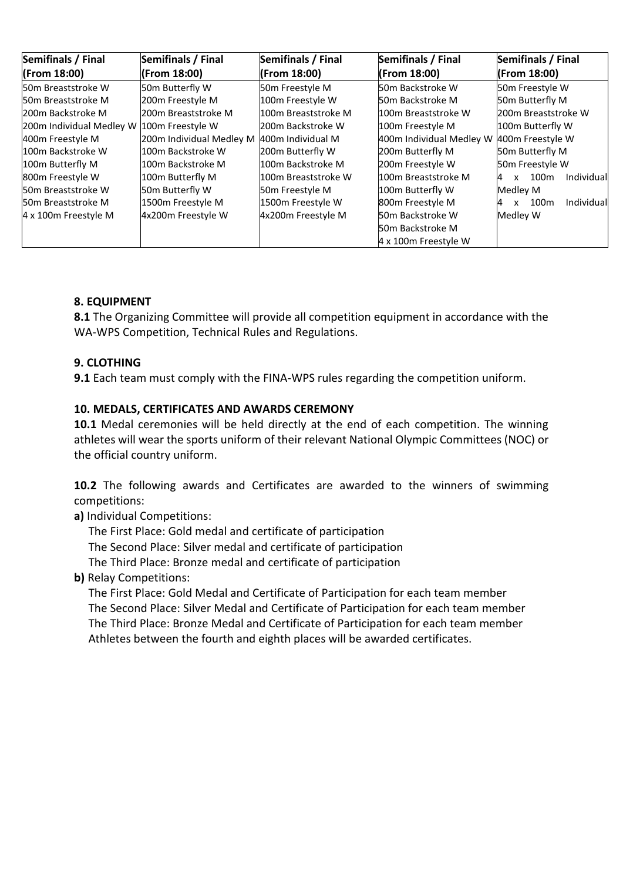| Semifinals / Final (From 18:00) | Semifinals / Final (From 18:00) | Semifinals / Final (From 18:00) | Semifinals / Final (From 18:00) | Semifinals / Final (From 18:00) |
|---|---|---|---|---|
| 50m Breaststroke W | 50m Butterfly W | 50m Freestyle M | 50m Backstroke W | 50m Freestyle W |
| 50m Breaststroke M | 200m Freestyle M | 100m Freestyle W | 50m Backstroke M | 50m Butterfly M |
| 200m Backstroke M | 200m Breaststroke M | 100m Breaststroke M | 100m Breaststroke W | 200m Breaststroke W |
| 200m Individual Medley W | 100m Freestyle W | 200m Backstroke W | 100m Freestyle M | 100m Butterfly W |
| 400m Freestyle M | 200m Individual Medley M | 400m Individual M | 400m Individual Medley W | 400m Freestyle W |
| 100m Backstroke W | 100m Backstroke W | 200m Butterfly W | 200m Butterfly M | 50m Butterfly M |
| 100m Butterfly M | 100m Backstroke M | 100m Backstroke M | 200m Freestyle W | 50m Freestyle W |
| 800m Freestyle W | 100m Butterfly M | 100m Breaststroke W | 100m Breaststroke M | 4 x 100m Individual Medley M |
| 50m Breaststroke W | 50m Butterfly W | 50m Freestyle M | 100m Butterfly W | 4 x 100m Individual Medley W |
| 50m Breaststroke M | 1500m Freestyle M | 1500m Freestyle W | 800m Freestyle M | |
| 4 x 100m Freestyle M | 4x200m Freestyle W | 4x200m Freestyle M | 50m Backstroke W | |
| | | | 50m Backstroke M | |
| | | | 4 x 100m Freestyle W | |

## 8. EQUIPMENT

**8.1** The Organizing Committee will provide all competition equipment in accordance with the WA-WPS Competition, Technical Rules and Regulations.

## 9. CLOTHING

**9.1** Each team must comply with the FINA-WPS rules regarding the competition uniform.

## 10. MEDALS, CERTIFICATES AND AWARDS CEREMONY

**10.1** Medal ceremonies will be held directly at the end of each competition. The winning athletes will wear the sports uniform of their relevant National Olympic Committees (NOC) or the official country uniform.

**10.2** The following awards and Certificates are awarded to the winners of swimming competitions:

**a)** Individual Competitions:

The First Place: Gold medal and certificate of participation
The Second Place: Silver medal and certificate of participation
The Third Place: Bronze medal and certificate of participation

**b)** Relay Competitions:

The First Place: Gold Medal and Certificate of Participation for each team member
The Second Place: Silver Medal and Certificate of Participation for each team member
The Third Place: Bronze Medal and Certificate of Participation for each team member
Athletes between the fourth and eighth places will be awarded certificates.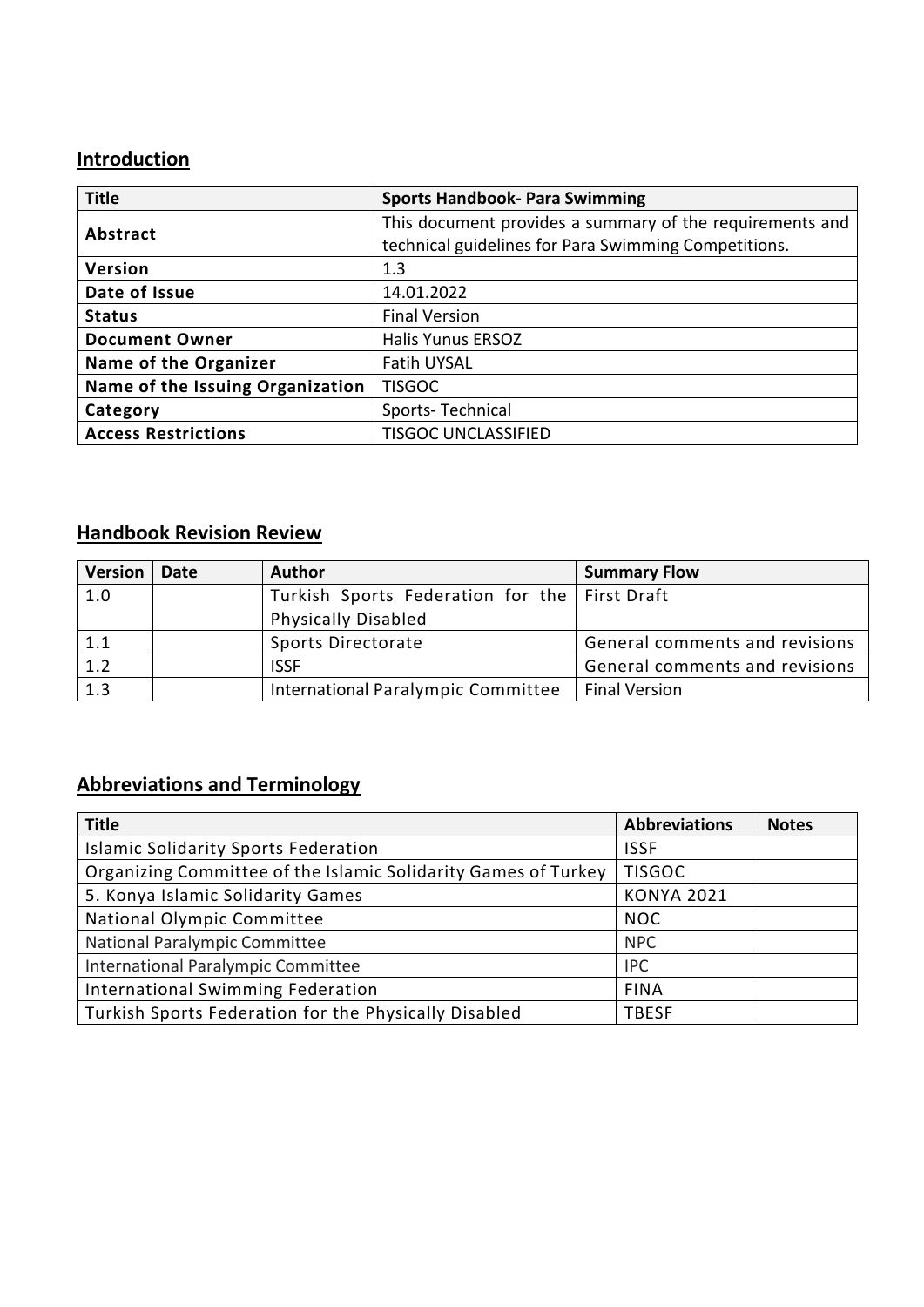## Introduction

| Title | Sports Handbook- Para Swimming |
|---|---|
| Abstract | This document provides a summary of the requirements and technical guidelines for Para Swimming Competitions. |
| Version | 1.3 |
| Date of Issue | 14.01.2022 |
| Status | Final Version |
| Document Owner | Halis Yunus ERSOZ |
| Name of the Organizer | Fatih UYSAL |
| Name of the Issuing Organization | TISGOC |
| Category | Sports- Technical |
| Access Restrictions | TISGOC UNCLASSIFIED |

## Handbook Revision Review

| Version | Date | Author | Summary Flow |
|---|---|---|---|
| 1.0 | | Turkish Sports Federation for the Physically Disabled | First Draft |
| 1.1 | | Sports Directorate | General comments and revisions |
| 1.2 | | ISSF | General comments and revisions |
| 1.3 | | International Paralympic Committee | Final Version |

## Abbreviations and Terminology

| Title | Abbreviations | Notes |
|---|---|---|
| Islamic Solidarity Sports Federation | ISSF | |
| Organizing Committee of the Islamic Solidarity Games of Turkey | TISGOC | |
| 5. Konya Islamic Solidarity Games | KONYA 2021 | |
| National Olympic Committee | NOC | |
| National Paralympic Committee | NPC | |
| International Paralympic Committee | IPC | |
| International Swimming Federation | FINA | |
| Turkish Sports Federation for the Physically Disabled | TBESF | |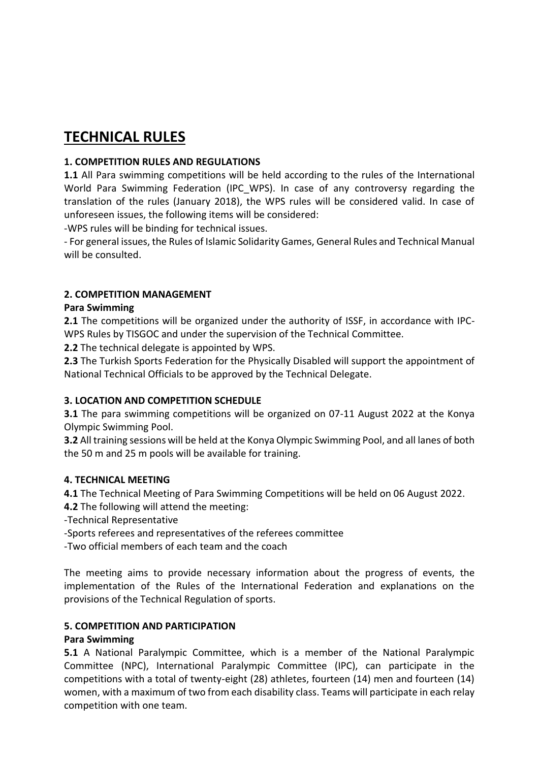# TECHNICAL RULES

**1. COMPETITION RULES AND REGULATIONS**

**1.1** All Para swimming competitions will be held according to the rules of the International World Para Swimming Federation (IPC_WPS). In case of any controversy regarding the translation of the rules (January 2018), the WPS rules will be considered valid. In case of unforeseen issues, the following items will be considered:

-WPS rules will be binding for technical issues.

- For general issues, the Rules of Islamic Solidarity Games, General Rules and Technical Manual will be consulted.

**2. COMPETITION MANAGEMENT**

**Para Swimming**

**2.1** The competitions will be organized under the authority of ISSF, in accordance with IPC-WPS Rules by TISGOC and under the supervision of the Technical Committee.

**2.2** The technical delegate is appointed by WPS.

**2.3** The Turkish Sports Federation for the Physically Disabled will support the appointment of National Technical Officials to be approved by the Technical Delegate.

**3. LOCATION AND COMPETITION SCHEDULE**

**3.1** The para swimming competitions will be organized on 07-11 August 2022 at the Konya Olympic Swimming Pool.

**3.2** All training sessions will be held at the Konya Olympic Swimming Pool, and all lanes of both the 50 m and 25 m pools will be available for training.

**4. TECHNICAL MEETING**

**4.1** The Technical Meeting of Para Swimming Competitions will be held on 06 August 2022.

**4.2** The following will attend the meeting:

-Technical Representative

-Sports referees and representatives of the referees committee

-Two official members of each team and the coach

The meeting aims to provide necessary information about the progress of events, the implementation of the Rules of the International Federation and explanations on the provisions of the Technical Regulation of sports.

**5. COMPETITION AND PARTICIPATION**

**Para Swimming**

**5.1** A National Paralympic Committee, which is a member of the National Paralympic Committee (NPC), International Paralympic Committee (IPC), can participate in the competitions with a total of twenty-eight (28) athletes, fourteen (14) men and fourteen (14) women, with a maximum of two from each disability class. Teams will participate in each relay competition with one team.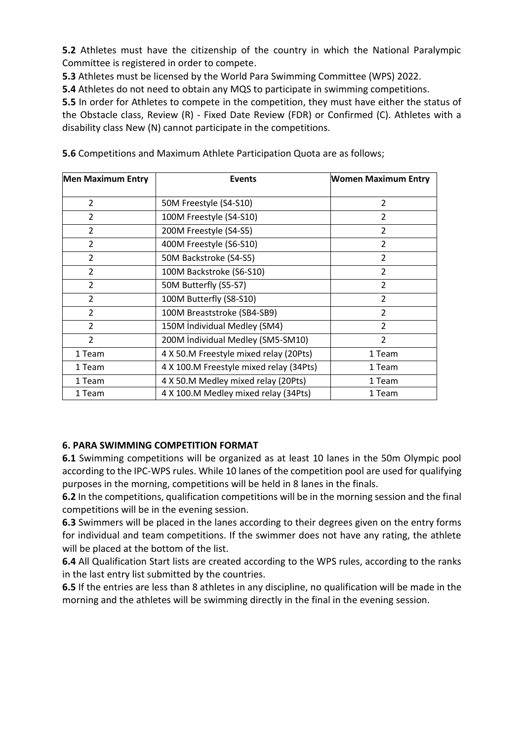**5.2** Athletes must have the citizenship of the country in which the National Paralympic Committee is registered in order to compete.

**5.3** Athletes must be licensed by the World Para Swimming Committee (WPS) 2022.

**5.4** Athletes do not need to obtain any MQS to participate in swimming competitions.

**5.5** In order for Athletes to compete in the competition, they must have either the status of the Obstacle class, Review (R) - Fixed Date Review (FDR) or Confirmed (C). Athletes with a disability class New (N) cannot participate in the competitions.

**5.6** Competitions and Maximum Athlete Participation Quota are as follows;

| Men Maximum Entry | Events | Women Maximum Entry |
|---|---|---|
| 2 | 50M Freestyle (S4-S10) | 2 |
| 2 | 100M Freestyle (S4-S10) | 2 |
| 2 | 200M Freestyle (S4-S5) | 2 |
| 2 | 400M Freestyle (S6-S10) | 2 |
| 2 | 50M Backstroke (S4-S5) | 2 |
| 2 | 100M Backstroke (S6-S10) | 2 |
| 2 | 50M Butterfly (S5-S7) | 2 |
| 2 | 100M Butterfly (S8-S10) | 2 |
| 2 | 100M Breaststroke (SB4-SB9) | 2 |
| 2 | 150M İndividual Medley (SM4) | 2 |
| 2 | 200M İndividual Medley (SM5-SM10) | 2 |
| 1 Team | 4 X 50.M Freestyle mixed relay (20Pts) | 1 Team |
| 1 Team | 4 X 100.M Freestyle mixed relay (34Pts) | 1 Team |
| 1 Team | 4 X 50.M Medley mixed relay (20Pts) | 1 Team |
| 1 Team | 4 X 100.M Medley mixed relay (34Pts) | 1 Team |

## 6. PARA SWIMMING COMPETITION FORMAT

**6.1** Swimming competitions will be organized as at least 10 lanes in the 50m Olympic pool according to the IPC-WPS rules. While 10 lanes of the competition pool are used for qualifying purposes in the morning, competitions will be held in 8 lanes in the finals.

**6.2** In the competitions, qualification competitions will be in the morning session and the final competitions will be in the evening session.

**6.3** Swimmers will be placed in the lanes according to their degrees given on the entry forms for individual and team competitions. If the swimmer does not have any rating, the athlete will be placed at the bottom of the list.

**6.4** All Qualification Start lists are created according to the WPS rules, according to the ranks in the last entry list submitted by the countries.

**6.5** If the entries are less than 8 athletes in any discipline, no qualification will be made in the morning and the athletes will be swimming directly in the final in the evening session.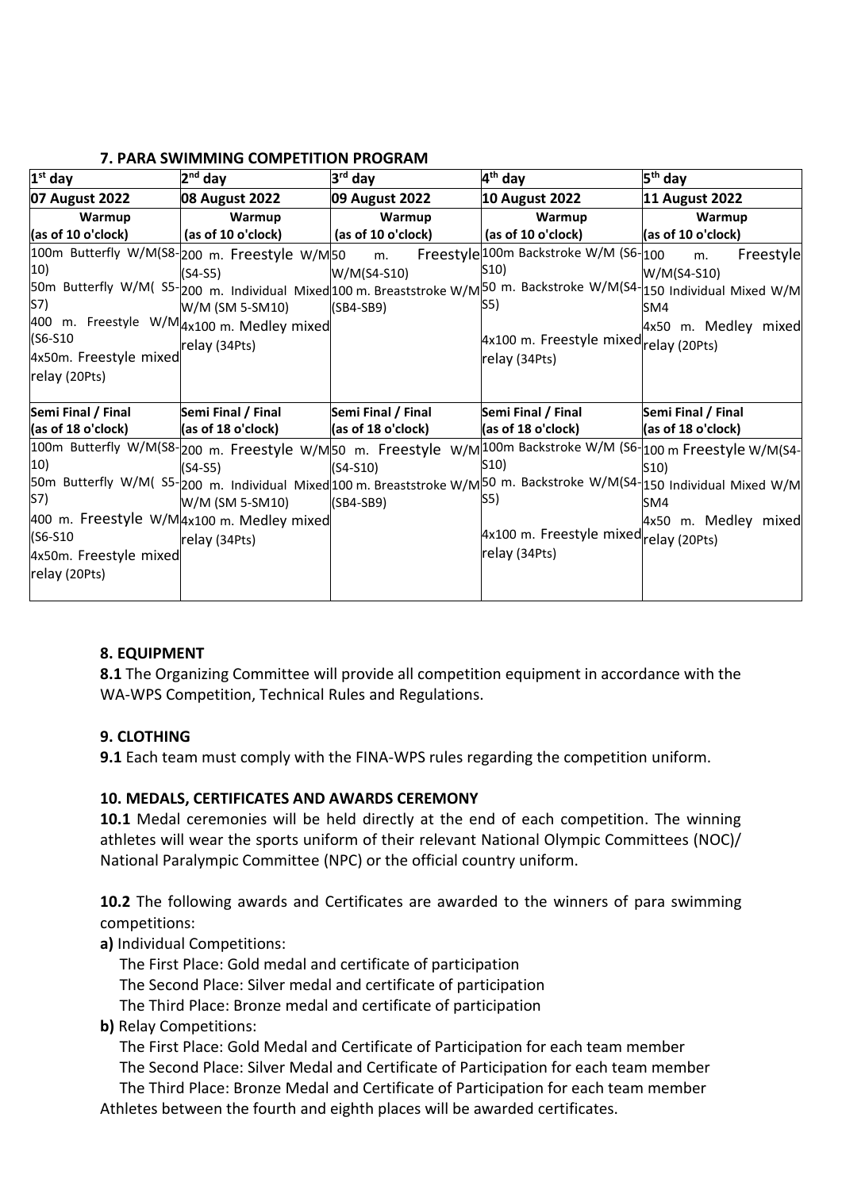**7. PARA SWIMMING COMPETITION PROGRAM**

| 1st day | 2nd day | 3rd day | 4th day | 5th day |
|---|---|---|---|---|
| **07 August 2022** | **08 August 2022** | **09 August 2022** | **10 August 2022** | **11 August 2022** |
| **Warmup (as of 10 o'clock)** | **Warmup (as of 10 o'clock)** | **Warmup (as of 10 o'clock)** | **Warmup (as of 10 o'clock)** | **Warmup (as of 10 o'clock)** |
| 100m Butterfly W/M(S8-10)<br>50m Butterfly W/M( S5-S7)<br>400 m. Freestyle W/M (S6-S10<br>4x50m. Freestyle mixed relay (20Pts) | 200 m. Freestyle W/M (S4-S5)<br>200 m. Individual Mixed W/M (SM 5-SM10)<br>4x100 m. Medley mixed relay (34Pts) | 50 m. Freestyle W/M(S4-S10)<br>100 m. Breaststroke W/M (SB4-SB9) | 100m Backstroke W/M (S6-S10)<br>50 m. Backstroke W/M(S4-S5)<br>4x100 m. Freestyle mixed relay (34Pts) | 100 m. Freestyle W/M(S4-S10)<br>150 Individual Mixed W/M SM4<br>4x50 m. Medley mixed relay (20Pts) |
| **Semi Final / Final (as of 18 o'clock)** | **Semi Final / Final (as of 18 o'clock)** | **Semi Final / Final (as of 18 o'clock)** | **Semi Final / Final (as of 18 o'clock)** | **Semi Final / Final (as of 18 o'clock)** |
| 100m Butterfly W/M(S8-10)<br>50m Butterfly W/M( S5-S7)<br>400 m. Freestyle W/M (S6-S10<br>4x50m. Freestyle mixed relay (20Pts) | 200 m. Freestyle W/M (S4-S5)<br>200 m. Individual Mixed W/M (SM 5-SM10)<br>4x100 m. Medley mixed relay (34Pts) | 50 m. Freestyle W/M (S4-S10)<br>100 m. Breaststroke W/M (SB4-SB9) | 100m Backstroke W/M (S6-S10)<br>50 m. Backstroke W/M(S4-S5)<br>4x100 m. Freestyle mixed relay (34Pts) | 100 m Freestyle W/M(S4-S10)<br>150 Individual Mixed W/M SM4<br>4x50 m. Medley mixed relay (20Pts) |

## 8. EQUIPMENT

**8.1** The Organizing Committee will provide all competition equipment in accordance with the WA-WPS Competition, Technical Rules and Regulations.

## 9. CLOTHING

**9.1** Each team must comply with the FINA-WPS rules regarding the competition uniform.

## 10. MEDALS, CERTIFICATES AND AWARDS CEREMONY

**10.1** Medal ceremonies will be held directly at the end of each competition. The winning athletes will wear the sports uniform of their relevant National Olympic Committees (NOC)/ National Paralympic Committee (NPC) or the official country uniform.

**10.2** The following awards and Certificates are awarded to the winners of para swimming competitions:

**a)** Individual Competitions:

The First Place: Gold medal and certificate of participation
The Second Place: Silver medal and certificate of participation
The Third Place: Bronze medal and certificate of participation

**b)** Relay Competitions:

The First Place: Gold Medal and Certificate of Participation for each team member
The Second Place: Silver Medal and Certificate of Participation for each team member
The Third Place: Bronze Medal and Certificate of Participation for each team member

Athletes between the fourth and eighth places will be awarded certificates.